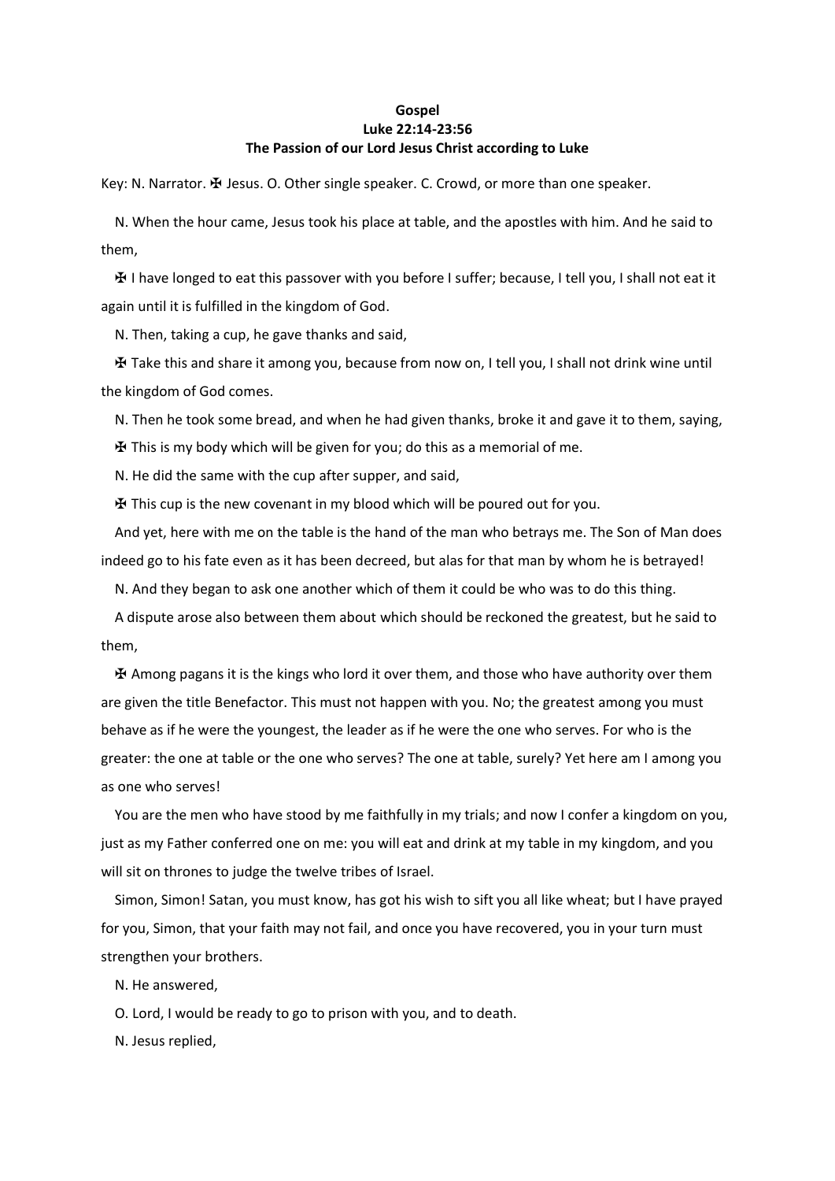**Gospel**
**Luke 22:14-23:56**
**The Passion of our Lord Jesus Christ according to Luke**

Key: N. Narrator. ✠ Jesus. O. Other single speaker. C. Crowd, or more than one speaker.

N. When the hour came, Jesus took his place at table, and the apostles with him. And he said to them,

✠ I have longed to eat this passover with you before I suffer; because, I tell you, I shall not eat it again until it is fulfilled in the kingdom of God.

N. Then, taking a cup, he gave thanks and said,

✠ Take this and share it among you, because from now on, I tell you, I shall not drink wine until the kingdom of God comes.

N. Then he took some bread, and when he had given thanks, broke it and gave it to them, saying,

✠ This is my body which will be given for you; do this as a memorial of me.

N. He did the same with the cup after supper, and said,

✠ This cup is the new covenant in my blood which will be poured out for you.

And yet, here with me on the table is the hand of the man who betrays me. The Son of Man does indeed go to his fate even as it has been decreed, but alas for that man by whom he is betrayed!

N. And they began to ask one another which of them it could be who was to do this thing.

A dispute arose also between them about which should be reckoned the greatest, but he said to them,

✠ Among pagans it is the kings who lord it over them, and those who have authority over them are given the title Benefactor. This must not happen with you. No; the greatest among you must behave as if he were the youngest, the leader as if he were the one who serves. For who is the greater: the one at table or the one who serves? The one at table, surely? Yet here am I among you as one who serves!

You are the men who have stood by me faithfully in my trials; and now I confer a kingdom on you, just as my Father conferred one on me: you will eat and drink at my table in my kingdom, and you will sit on thrones to judge the twelve tribes of Israel.

Simon, Simon! Satan, you must know, has got his wish to sift you all like wheat; but I have prayed for you, Simon, that your faith may not fail, and once you have recovered, you in your turn must strengthen your brothers.

N. He answered,

O. Lord, I would be ready to go to prison with you, and to death.

N. Jesus replied,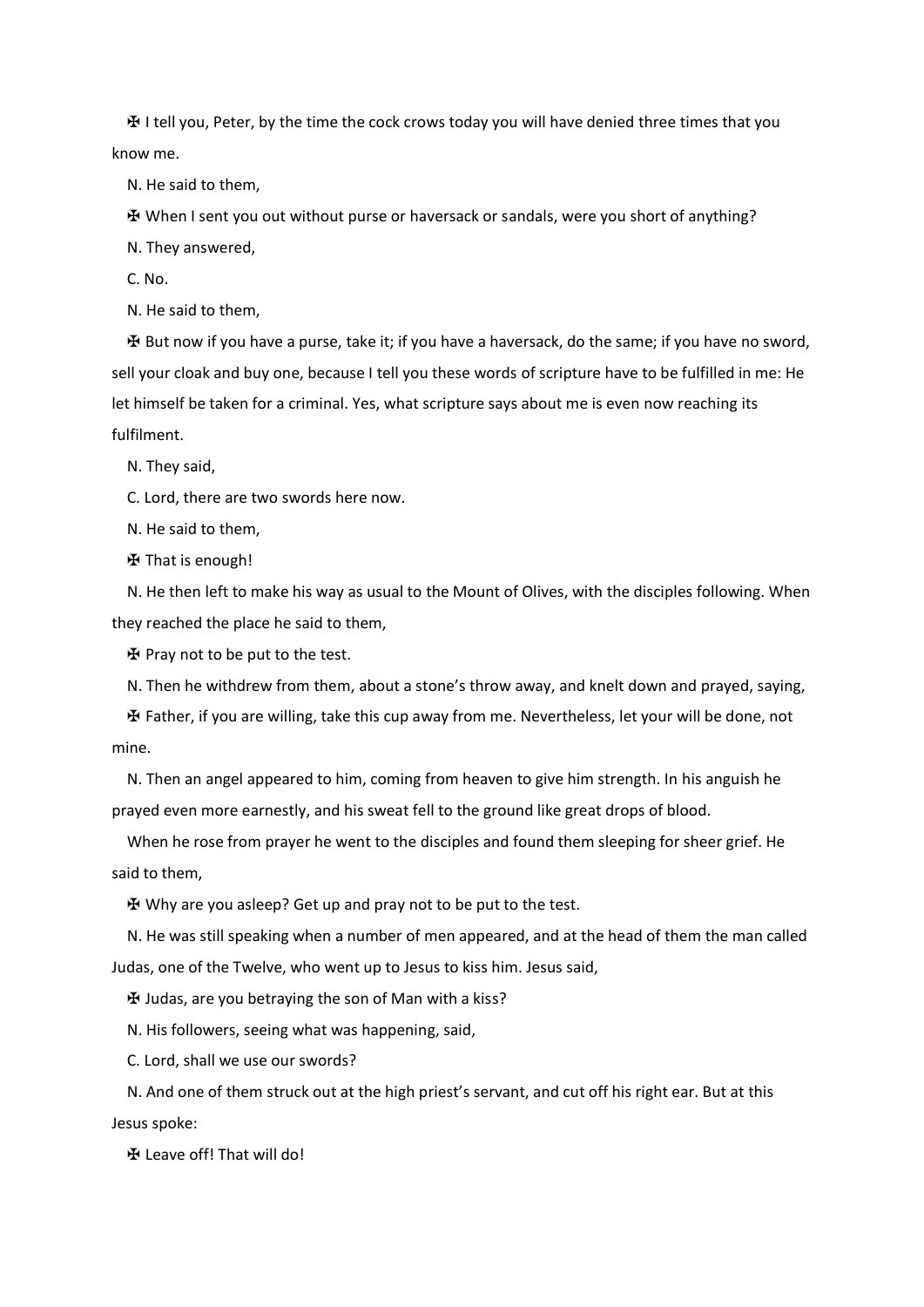✠ I tell you, Peter, by the time the cock crows today you will have denied three times that you know me.

N. He said to them,

✠ When I sent you out without purse or haversack or sandals, were you short of anything?

N. They answered,

C. No.

N. He said to them,

✠ But now if you have a purse, take it; if you have a haversack, do the same; if you have no sword, sell your cloak and buy one, because I tell you these words of scripture have to be fulfilled in me: He let himself be taken for a criminal. Yes, what scripture says about me is even now reaching its fulfilment.

N. They said,

C. Lord, there are two swords here now.

N. He said to them,

✠ That is enough!

N. He then left to make his way as usual to the Mount of Olives, with the disciples following. When they reached the place he said to them,

✠ Pray not to be put to the test.

N. Then he withdrew from them, about a stone's throw away, and knelt down and prayed, saying,

✠ Father, if you are willing, take this cup away from me. Nevertheless, let your will be done, not mine.

N. Then an angel appeared to him, coming from heaven to give him strength. In his anguish he prayed even more earnestly, and his sweat fell to the ground like great drops of blood.

When he rose from prayer he went to the disciples and found them sleeping for sheer grief. He said to them,

✠ Why are you asleep? Get up and pray not to be put to the test.

N. He was still speaking when a number of men appeared, and at the head of them the man called Judas, one of the Twelve, who went up to Jesus to kiss him. Jesus said,

✠ Judas, are you betraying the son of Man with a kiss?

N. His followers, seeing what was happening, said,

C. Lord, shall we use our swords?

N. And one of them struck out at the high priest's servant, and cut off his right ear. But at this Jesus spoke:

✠ Leave off! That will do!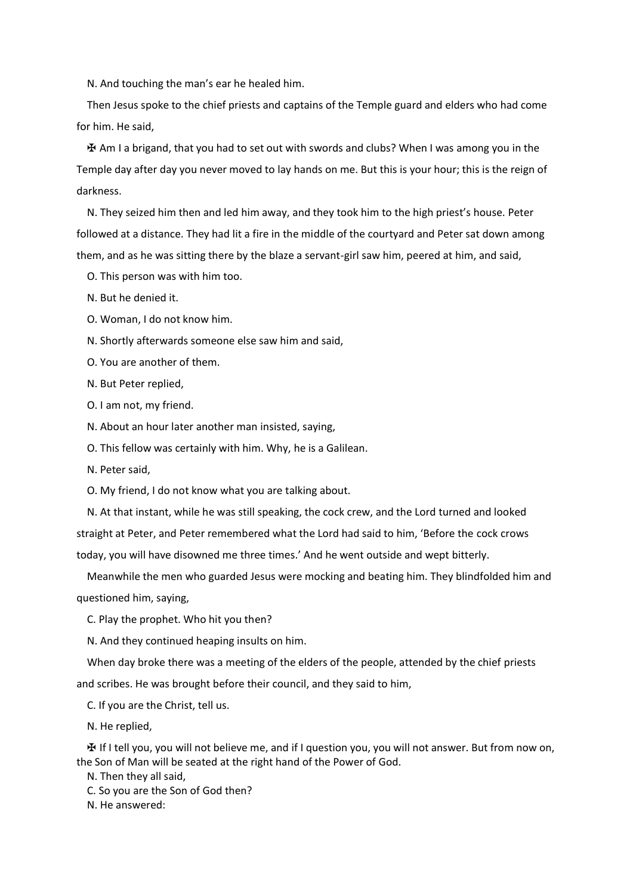N. And touching the man's ear he healed him.

Then Jesus spoke to the chief priests and captains of the Temple guard and elders who had come for him. He said,

✠ Am I a brigand, that you had to set out with swords and clubs? When I was among you in the Temple day after day you never moved to lay hands on me. But this is your hour; this is the reign of darkness.

N. They seized him then and led him away, and they took him to the high priest's house. Peter followed at a distance. They had lit a fire in the middle of the courtyard and Peter sat down among them, and as he was sitting there by the blaze a servant-girl saw him, peered at him, and said,

O. This person was with him too.

N. But he denied it.

O. Woman, I do not know him.

N. Shortly afterwards someone else saw him and said,

O. You are another of them.

N. But Peter replied,

O. I am not, my friend.

N. About an hour later another man insisted, saying,

O. This fellow was certainly with him. Why, he is a Galilean.

N. Peter said,

O. My friend, I do not know what you are talking about.

N. At that instant, while he was still speaking, the cock crew, and the Lord turned and looked straight at Peter, and Peter remembered what the Lord had said to him, 'Before the cock crows today, you will have disowned me three times.' And he went outside and wept bitterly.

Meanwhile the men who guarded Jesus were mocking and beating him. They blindfolded him and questioned him, saying,

C. Play the prophet. Who hit you then?

N. And they continued heaping insults on him.

When day broke there was a meeting of the elders of the people, attended by the chief priests and scribes. He was brought before their council, and they said to him,

C. If you are the Christ, tell us.

N. He replied,

✠ If I tell you, you will not believe me, and if I question you, you will not answer. But from now on, the Son of Man will be seated at the right hand of the Power of God.

N. Then they all said,

C. So you are the Son of God then?

N. He answered: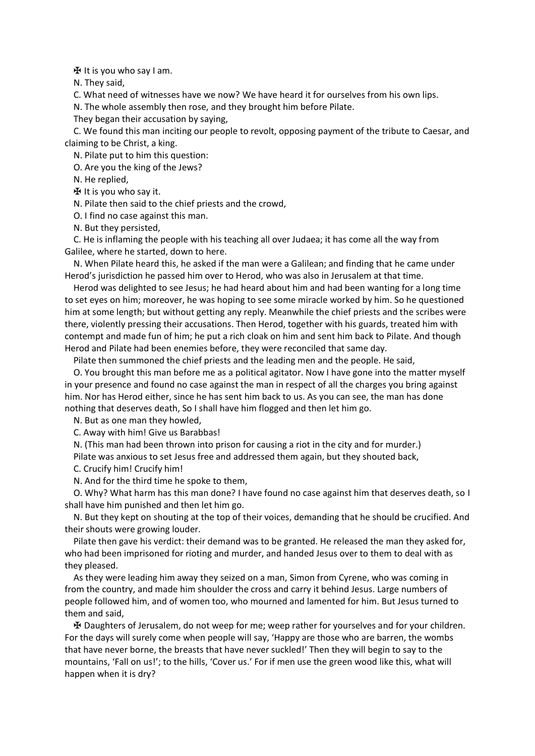✠ It is you who say I am.

N. They said,

C. What need of witnesses have we now? We have heard it for ourselves from his own lips.

N. The whole assembly then rose, and they brought him before Pilate.

They began their accusation by saying,

C. We found this man inciting our people to revolt, opposing payment of the tribute to Caesar, and claiming to be Christ, a king.

N. Pilate put to him this question:

O. Are you the king of the Jews?

N. He replied,

✠ It is you who say it.

N. Pilate then said to the chief priests and the crowd,

O. I find no case against this man.

N. But they persisted,

C. He is inflaming the people with his teaching all over Judaea; it has come all the way from Galilee, where he started, down to here.

N. When Pilate heard this, he asked if the man were a Galilean; and finding that he came under Herod's jurisdiction he passed him over to Herod, who was also in Jerusalem at that time.

Herod was delighted to see Jesus; he had heard about him and had been wanting for a long time to set eyes on him; moreover, he was hoping to see some miracle worked by him. So he questioned him at some length; but without getting any reply. Meanwhile the chief priests and the scribes were there, violently pressing their accusations. Then Herod, together with his guards, treated him with contempt and made fun of him; he put a rich cloak on him and sent him back to Pilate. And though Herod and Pilate had been enemies before, they were reconciled that same day.

Pilate then summoned the chief priests and the leading men and the people. He said,

O. You brought this man before me as a political agitator. Now I have gone into the matter myself in your presence and found no case against the man in respect of all the charges you bring against him. Nor has Herod either, since he has sent him back to us. As you can see, the man has done nothing that deserves death, So I shall have him flogged and then let him go.

N. But as one man they howled,

C. Away with him! Give us Barabbas!

N. (This man had been thrown into prison for causing a riot in the city and for murder.)

Pilate was anxious to set Jesus free and addressed them again, but they shouted back,

C. Crucify him! Crucify him!

N. And for the third time he spoke to them,

O. Why? What harm has this man done? I have found no case against him that deserves death, so I shall have him punished and then let him go.

N. But they kept on shouting at the top of their voices, demanding that he should be crucified. And their shouts were growing louder.

Pilate then gave his verdict: their demand was to be granted. He released the man they asked for, who had been imprisoned for rioting and murder, and handed Jesus over to them to deal with as they pleased.

As they were leading him away they seized on a man, Simon from Cyrene, who was coming in from the country, and made him shoulder the cross and carry it behind Jesus. Large numbers of people followed him, and of women too, who mourned and lamented for him. But Jesus turned to them and said,

✠ Daughters of Jerusalem, do not weep for me; weep rather for yourselves and for your children. For the days will surely come when people will say, 'Happy are those who are barren, the wombs that have never borne, the breasts that have never suckled!' Then they will begin to say to the mountains, 'Fall on us!'; to the hills, 'Cover us.' For if men use the green wood like this, what will happen when it is dry?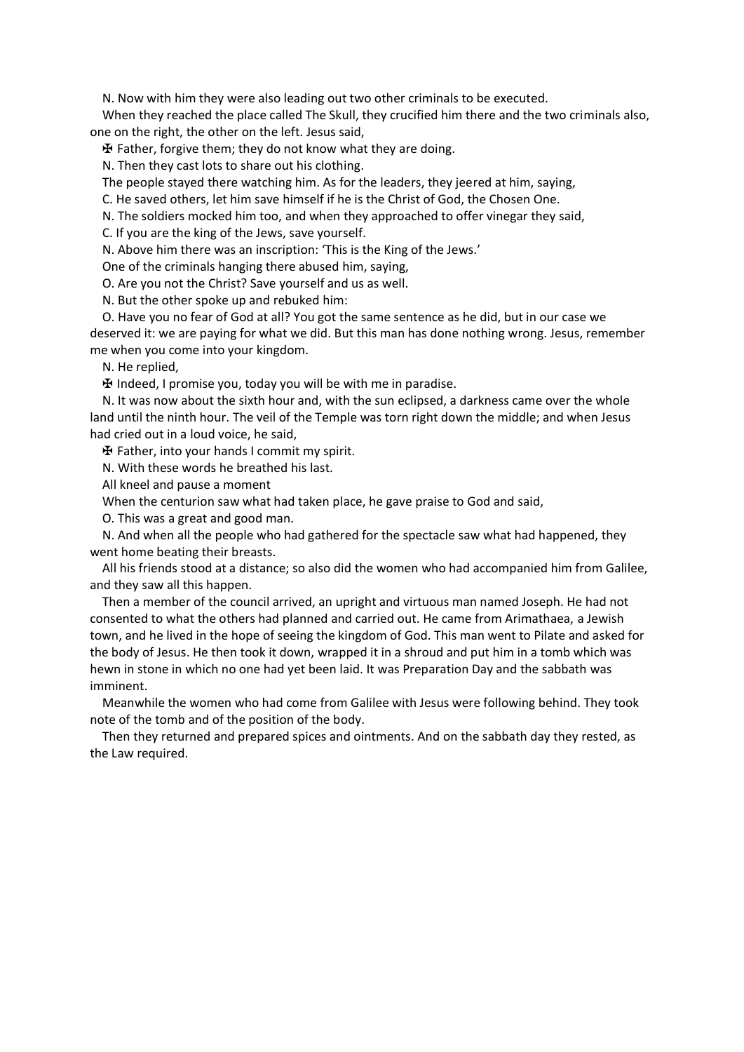N. Now with him they were also leading out two other criminals to be executed.

When they reached the place called The Skull, they crucified him there and the two criminals also, one on the right, the other on the left. Jesus said,

✠ Father, forgive them; they do not know what they are doing.

N. Then they cast lots to share out his clothing.

The people stayed there watching him. As for the leaders, they jeered at him, saying,

C. He saved others, let him save himself if he is the Christ of God, the Chosen One.

N. The soldiers mocked him too, and when they approached to offer vinegar they said,

C. If you are the king of the Jews, save yourself.

N. Above him there was an inscription: 'This is the King of the Jews.'

One of the criminals hanging there abused him, saying,

O. Are you not the Christ? Save yourself and us as well.

N. But the other spoke up and rebuked him:

O. Have you no fear of God at all? You got the same sentence as he did, but in our case we deserved it: we are paying for what we did. But this man has done nothing wrong. Jesus, remember me when you come into your kingdom.

N. He replied,

✠ Indeed, I promise you, today you will be with me in paradise.

N. It was now about the sixth hour and, with the sun eclipsed, a darkness came over the whole land until the ninth hour. The veil of the Temple was torn right down the middle; and when Jesus had cried out in a loud voice, he said,

✠ Father, into your hands I commit my spirit.

N. With these words he breathed his last.

All kneel and pause a moment

When the centurion saw what had taken place, he gave praise to God and said,

O. This was a great and good man.

N. And when all the people who had gathered for the spectacle saw what had happened, they went home beating their breasts.

All his friends stood at a distance; so also did the women who had accompanied him from Galilee, and they saw all this happen.

Then a member of the council arrived, an upright and virtuous man named Joseph. He had not consented to what the others had planned and carried out. He came from Arimathaea, a Jewish town, and he lived in the hope of seeing the kingdom of God. This man went to Pilate and asked for the body of Jesus. He then took it down, wrapped it in a shroud and put him in a tomb which was hewn in stone in which no one had yet been laid. It was Preparation Day and the sabbath was imminent.

Meanwhile the women who had come from Galilee with Jesus were following behind. They took note of the tomb and of the position of the body.

Then they returned and prepared spices and ointments. And on the sabbath day they rested, as the Law required.